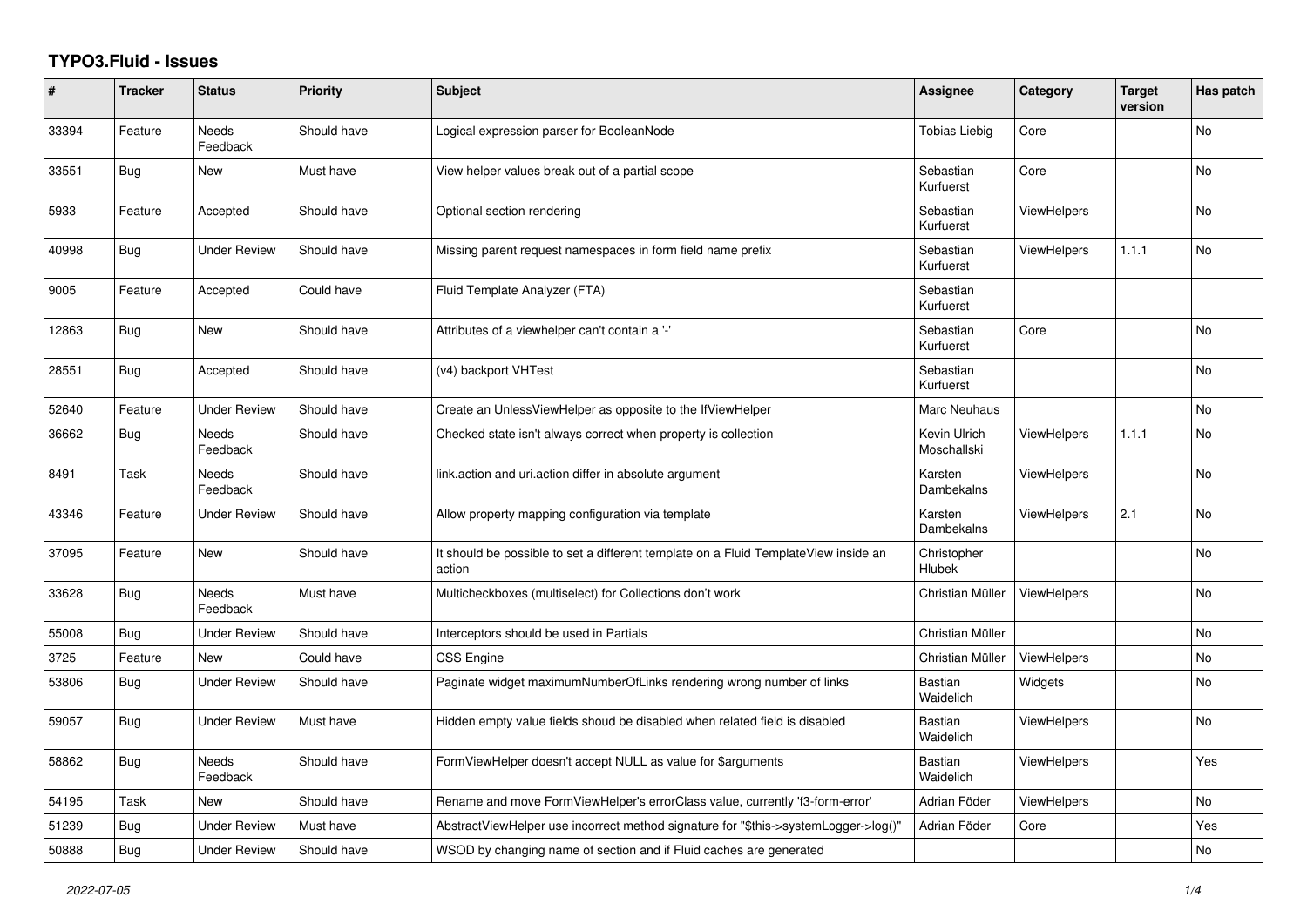# TYPO3.Fluid - Issues

| # | Tracker | Status | Priority | Subject | Assignee | Category | Target version | Has patch |
|---|---|---|---|---|---|---|---|---|
| 33394 | Feature | Needs Feedback | Should have | Logical expression parser for BooleanNode | Tobias Liebig | Core | | No |
| 33551 | Bug | New | Must have | View helper values break out of a partial scope | Sebastian Kurfuerst | Core | | No |
| 5933 | Feature | Accepted | Should have | Optional section rendering | Sebastian Kurfuerst | ViewHelpers | | No |
| 40998 | Bug | Under Review | Should have | Missing parent request namespaces in form field name prefix | Sebastian Kurfuerst | ViewHelpers | 1.1.1 | No |
| 9005 | Feature | Accepted | Could have | Fluid Template Analyzer (FTA) | Sebastian Kurfuerst | | | |
| 12863 | Bug | New | Should have | Attributes of a viewhelper can't contain a '-' | Sebastian Kurfuerst | Core | | No |
| 28551 | Bug | Accepted | Should have | (v4) backport VHTest | Sebastian Kurfuerst | | | No |
| 52640 | Feature | Under Review | Should have | Create an UnlessViewHelper as opposite to the IfViewHelper | Marc Neuhaus | | | No |
| 36662 | Bug | Needs Feedback | Should have | Checked state isn't always correct when property is collection | Kevin Ulrich Moschallski | ViewHelpers | 1.1.1 | No |
| 8491 | Task | Needs Feedback | Should have | link.action and uri.action differ in absolute argument | Karsten Dambekalns | ViewHelpers | | No |
| 43346 | Feature | Under Review | Should have | Allow property mapping configuration via template | Karsten Dambekalns | ViewHelpers | 2.1 | No |
| 37095 | Feature | New | Should have | It should be possible to set a different template on a Fluid TemplateView inside an action | Christopher Hlubek | | | No |
| 33628 | Bug | Needs Feedback | Must have | Multicheckboxes (multiselect) for Collections don't work | Christian Müller | ViewHelpers | | No |
| 55008 | Bug | Under Review | Should have | Interceptors should be used in Partials | Christian Müller | | | No |
| 3725 | Feature | New | Could have | CSS Engine | Christian Müller | ViewHelpers | | No |
| 53806 | Bug | Under Review | Should have | Paginate widget maximumNumberOfLinks rendering wrong number of links | Bastian Waidelich | Widgets | | No |
| 59057 | Bug | Under Review | Must have | Hidden empty value fields shoud be disabled when related field is disabled | Bastian Waidelich | ViewHelpers | | No |
| 58862 | Bug | Needs Feedback | Should have | FormViewHelper doesn't accept NULL as value for $arguments | Bastian Waidelich | ViewHelpers | | Yes |
| 54195 | Task | New | Should have | Rename and move FormViewHelper's errorClass value, currently 'f3-form-error' | Adrian Föder | ViewHelpers | | No |
| 51239 | Bug | Under Review | Must have | AbstractViewHelper use incorrect method signature for "$this->systemLogger->log()" | Adrian Föder | Core | | Yes |
| 50888 | Bug | Under Review | Should have | WSOD by changing name of section and if Fluid caches are generated | | | | No |

*2022-07-05*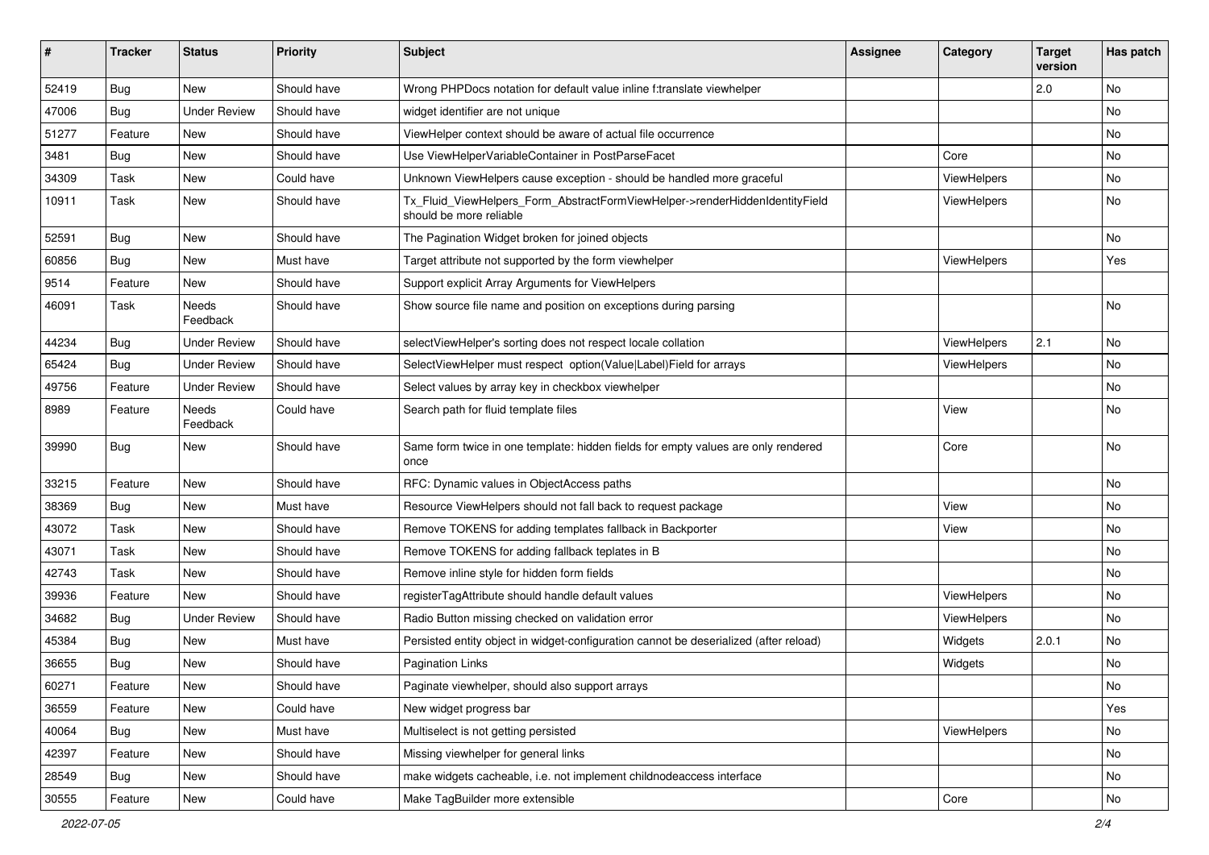| # | Tracker | Status | Priority | Subject | Assignee | Category | Target version | Has patch |
|---|---|---|---|---|---|---|---|---|
| 52419 | Bug | New | Should have | Wrong PHPDocs notation for default value inline f:translate viewhelper | | | 2.0 | No |
| 47006 | Bug | Under Review | Should have | widget identifier are not unique | | | | No |
| 51277 | Feature | New | Should have | ViewHelper context should be aware of actual file occurrence | | | | No |
| 3481 | Bug | New | Should have | Use ViewHelperVariableContainer in PostParseFacet | | Core | | No |
| 34309 | Task | New | Could have | Unknown ViewHelpers cause exception - should be handled more graceful | | ViewHelpers | | No |
| 10911 | Task | New | Should have | Tx_Fluid_ViewHelpers_Form_AbstractFormViewHelper->renderHiddenIdentityField should be more reliable | | ViewHelpers | | No |
| 52591 | Bug | New | Should have | The Pagination Widget broken for joined objects | | | | No |
| 60856 | Bug | New | Must have | Target attribute not supported by the form viewhelper | | ViewHelpers | | Yes |
| 9514 | Feature | New | Should have | Support explicit Array Arguments for ViewHelpers | | | | |
| 46091 | Task | Needs Feedback | Should have | Show source file name and position on exceptions during parsing | | | | No |
| 44234 | Bug | Under Review | Should have | selectViewHelper's sorting does not respect locale collation | | ViewHelpers | 2.1 | No |
| 65424 | Bug | Under Review | Should have | SelectViewHelper must respect option(Value\|Label)Field for arrays | | ViewHelpers | | No |
| 49756 | Feature | Under Review | Should have | Select values by array key in checkbox viewhelper | | | | No |
| 8989 | Feature | Needs Feedback | Could have | Search path for fluid template files | | View | | No |
| 39990 | Bug | New | Should have | Same form twice in one template: hidden fields for empty values are only rendered once | | Core | | No |
| 33215 | Feature | New | Should have | RFC: Dynamic values in ObjectAccess paths | | | | No |
| 38369 | Bug | New | Must have | Resource ViewHelpers should not fall back to request package | | View | | No |
| 43072 | Task | New | Should have | Remove TOKENS for adding templates fallback in Backporter | | View | | No |
| 43071 | Task | New | Should have | Remove TOKENS for adding fallback teplates in B | | | | No |
| 42743 | Task | New | Should have | Remove inline style for hidden form fields | | | | No |
| 39936 | Feature | New | Should have | registerTagAttribute should handle default values | | ViewHelpers | | No |
| 34682 | Bug | Under Review | Should have | Radio Button missing checked on validation error | | ViewHelpers | | No |
| 45384 | Bug | New | Must have | Persisted entity object in widget-configuration cannot be deserialized (after reload) | | Widgets | 2.0.1 | No |
| 36655 | Bug | New | Should have | Pagination Links | | Widgets | | No |
| 60271 | Feature | New | Should have | Paginate viewhelper, should also support arrays | | | | No |
| 36559 | Feature | New | Could have | New widget progress bar | | | | Yes |
| 40064 | Bug | New | Must have | Multiselect is not getting persisted | | ViewHelpers | | No |
| 42397 | Feature | New | Should have | Missing viewhelper for general links | | | | No |
| 28549 | Bug | New | Should have | make widgets cacheable, i.e. not implement childnodeaccess interface | | | | No |
| 30555 | Feature | New | Could have | Make TagBuilder more extensible | | Core | | No |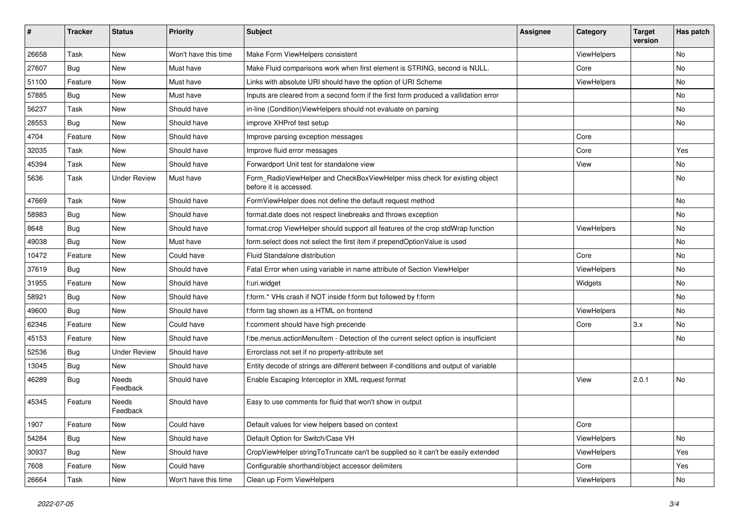| # | Tracker | Status | Priority | Subject | Assignee | Category | Target version | Has patch |
|---|---|---|---|---|---|---|---|---|
| 26658 | Task | New | Won't have this time | Make Form ViewHelpers consistent | | ViewHelpers | | No |
| 27607 | Bug | New | Must have | Make Fluid comparisons work when first element is STRING, second is NULL. | | Core | | No |
| 51100 | Feature | New | Must have | Links with absolute URI should have the option of URI Scheme | | ViewHelpers | | No |
| 57885 | Bug | New | Must have | Inputs are cleared from a second form if the first form produced a vallidation error | | | | No |
| 56237 | Task | New | Should have | in-line (Condition)ViewHelpers should not evaluate on parsing | | | | No |
| 28553 | Bug | New | Should have | improve XHProf test setup | | | | No |
| 4704 | Feature | New | Should have | Improve parsing exception messages | | Core | | |
| 32035 | Task | New | Should have | Improve fluid error messages | | Core | | Yes |
| 45394 | Task | New | Should have | Forwardport Unit test for standalone view | | View | | No |
| 5636 | Task | Under Review | Must have | Form_RadioViewHelper and CheckBoxViewHelper miss check for existing object before it is accessed. | | | | No |
| 47669 | Task | New | Should have | FormViewHelper does not define the default request method | | | | No |
| 58983 | Bug | New | Should have | format.date does not respect linebreaks and throws exception | | | | No |
| 8648 | Bug | New | Should have | format.crop ViewHelper should support all features of the crop stdWrap function | | ViewHelpers | | No |
| 49038 | Bug | New | Must have | form.select does not select the first item if prependOptionValue is used | | | | No |
| 10472 | Feature | New | Could have | Fluid Standalone distribution | | Core | | No |
| 37619 | Bug | New | Should have | Fatal Error when using variable in name attribute of Section ViewHelper | | ViewHelpers | | No |
| 31955 | Feature | New | Should have | f:uri.widget | | Widgets | | No |
| 58921 | Bug | New | Should have | f:form.* VHs crash if NOT inside f:form but followed by f:form | | | | No |
| 49600 | Bug | New | Should have | f:form tag shown as a HTML on frontend | | ViewHelpers | | No |
| 62346 | Feature | New | Could have | f:comment should have high precende | | Core | 3.x | No |
| 45153 | Feature | New | Should have | f:be.menus.actionMenuItem - Detection of the current select option is insufficient | | | | No |
| 52536 | Bug | Under Review | Should have | Errorclass not set if no property-attribute set | | | | |
| 13045 | Bug | New | Should have | Entity decode of strings are different between if-conditions and output of variable | | | | |
| 46289 | Bug | Needs Feedback | Should have | Enable Escaping Interceptor in XML request format | | View | 2.0.1 | No |
| 45345 | Feature | Needs Feedback | Should have | Easy to use comments for fluid that won't show in output | | | | |
| 1907 | Feature | New | Could have | Default values for view helpers based on context | | Core | | |
| 54284 | Bug | New | Should have | Default Option for Switch/Case VH | | ViewHelpers | | No |
| 30937 | Bug | New | Should have | CropViewHelper stringToTruncate can't be supplied so it can't be easily extended | | ViewHelpers | | Yes |
| 7608 | Feature | New | Could have | Configurable shorthand/object accessor delimiters | | Core | | Yes |
| 26664 | Task | New | Won't have this time | Clean up Form ViewHelpers | | ViewHelpers | | No |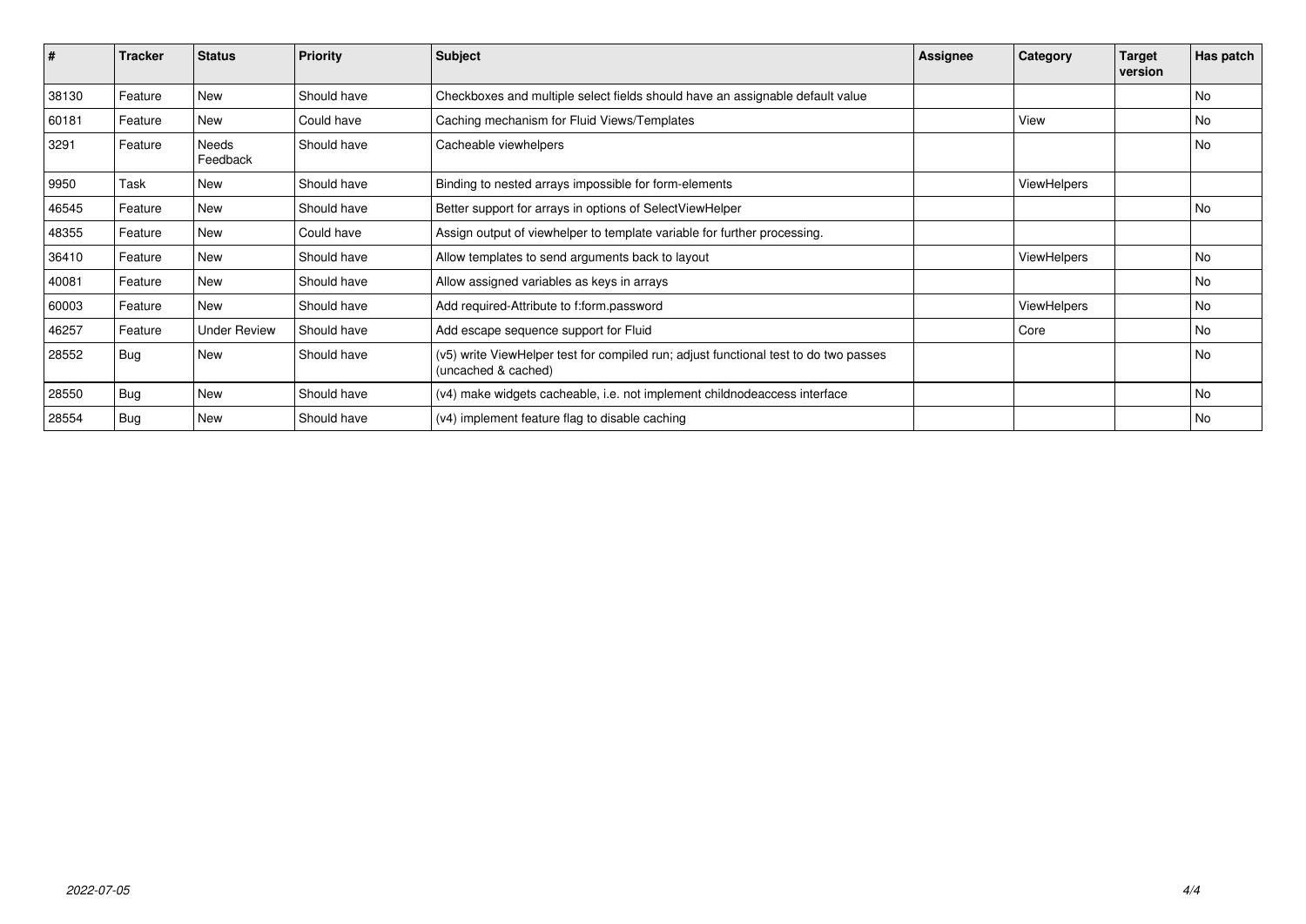| # | Tracker | Status | Priority | Subject | Assignee | Category | Target version | Has patch |
|---|---|---|---|---|---|---|---|---|
| 38130 | Feature | New | Should have | Checkboxes and multiple select fields should have an assignable default value | | | | No |
| 60181 | Feature | New | Could have | Caching mechanism for Fluid Views/Templates | | View | | No |
| 3291 | Feature | Needs Feedback | Should have | Cacheable viewhelpers | | | | No |
| 9950 | Task | New | Should have | Binding to nested arrays impossible for form-elements | | ViewHelpers | | |
| 46545 | Feature | New | Should have | Better support for arrays in options of SelectViewHelper | | | | No |
| 48355 | Feature | New | Could have | Assign output of viewhelper to template variable for further processing. | | | | |
| 36410 | Feature | New | Should have | Allow templates to send arguments back to layout | | ViewHelpers | | No |
| 40081 | Feature | New | Should have | Allow assigned variables as keys in arrays | | | | No |
| 60003 | Feature | New | Should have | Add required-Attribute to f:form.password | | ViewHelpers | | No |
| 46257 | Feature | Under Review | Should have | Add escape sequence support for Fluid | | Core | | No |
| 28552 | Bug | New | Should have | (v5) write ViewHelper test for compiled run; adjust functional test to do two passes (uncached & cached) | | | | No |
| 28550 | Bug | New | Should have | (v4) make widgets cacheable, i.e. not implement childnodeaccess interface | | | | No |
| 28554 | Bug | New | Should have | (v4) implement feature flag to disable caching | | | | No |